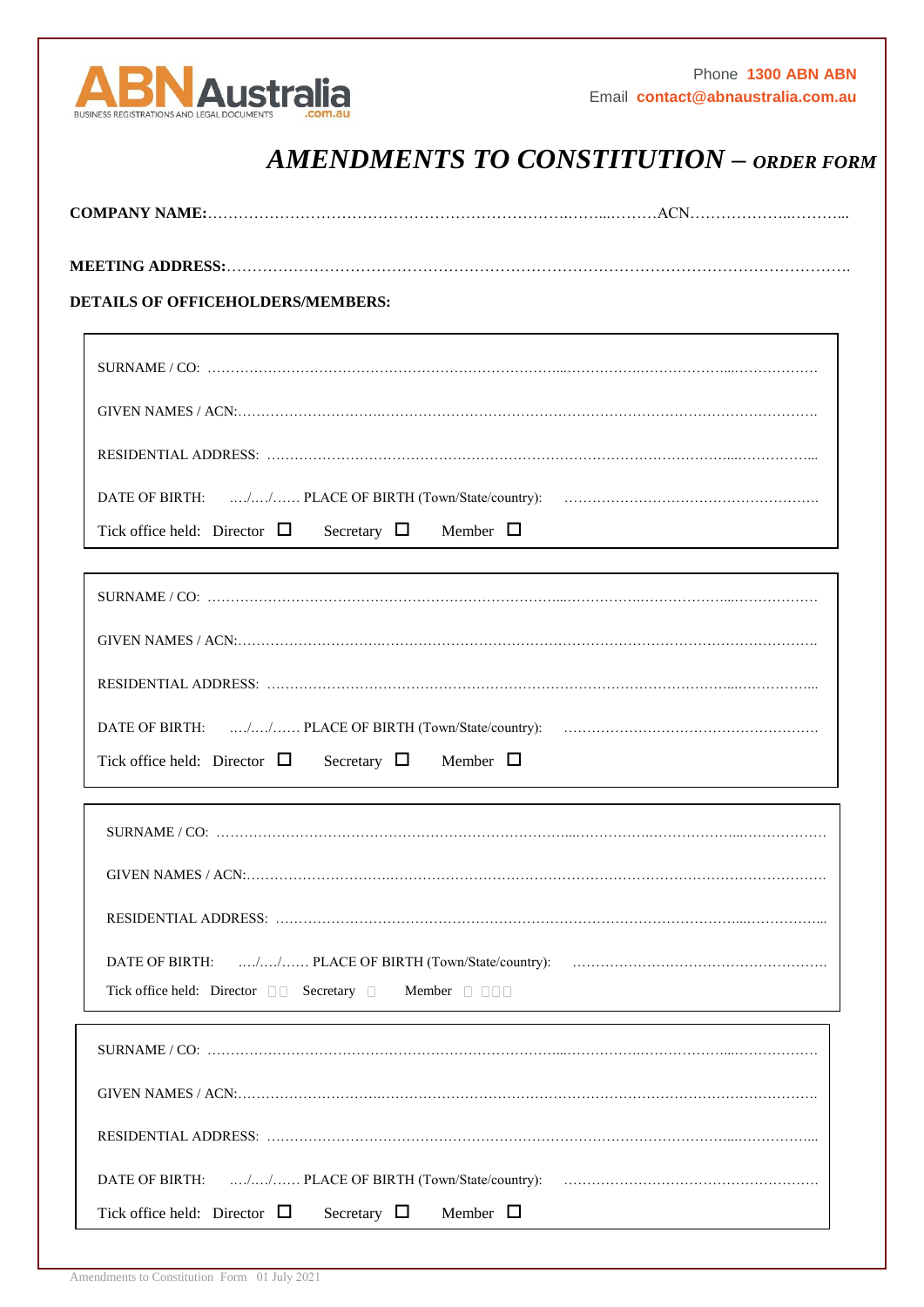ABN Australia
BUSINESS REGISTRATIONS AND LEGAL DOCUMENTS .com.au

Phone **1300 ABN ABN**
Email **contact@abnaustralia.com.au**

# *AMENDMENTS TO CONSTITUTION – ORDER FORM*

**COMPANY NAME:**……………………………………………………………………………………ACN………………………………

**MEETING ADDRESS:**…………………………………………………………………………………………………………….

**DETAILS OF OFFICEHOLDERS/MEMBERS:**

SURNAME / CO: ……………………………………………………………………………………………………………………

GIVEN NAMES / ACN:……………………………………………………………………………………………………………….

RESIDENTIAL ADDRESS: ………………………………………………………………………………………………………….

DATE OF BIRTH: …./…./…… PLACE OF BIRTH (Town/State/country): ……………………………………………….

Tick office held: Director ☐ Secretary ☐ Member ☐

---

SURNAME / CO: ……………………………………………………………………………………………………………………

GIVEN NAMES / ACN:……………………………………………………………………………………………………………….

RESIDENTIAL ADDRESS: ………………………………………………………………………………………………………….

DATE OF BIRTH: …./…./…… PLACE OF BIRTH (Town/State/country): ……………………………………………….

Tick office held: Director ☐ Secretary ☐ Member ☐

---

SURNAME / CO: ……………………………………………………………………………………………………………………

GIVEN NAMES / ACN:……………………………………………………………………………………………………………….

RESIDENTIAL ADDRESS: ………………………………………………………………………………………………………….

DATE OF BIRTH: …./…./…… PLACE OF BIRTH (Town/State/country): ……………………………………………….

Tick office held: Director ☐ Secretary ☐ Member ☐

---

SURNAME / CO: ……………………………………………………………………………………………………………………

GIVEN NAMES / ACN:……………………………………………………………………………………………………………….

RESIDENTIAL ADDRESS: ………………………………………………………………………………………………………….

DATE OF BIRTH: …./…./…… PLACE OF BIRTH (Town/State/country): ……………………………………………….

Tick office held: Director ☐ Secretary ☐ Member ☐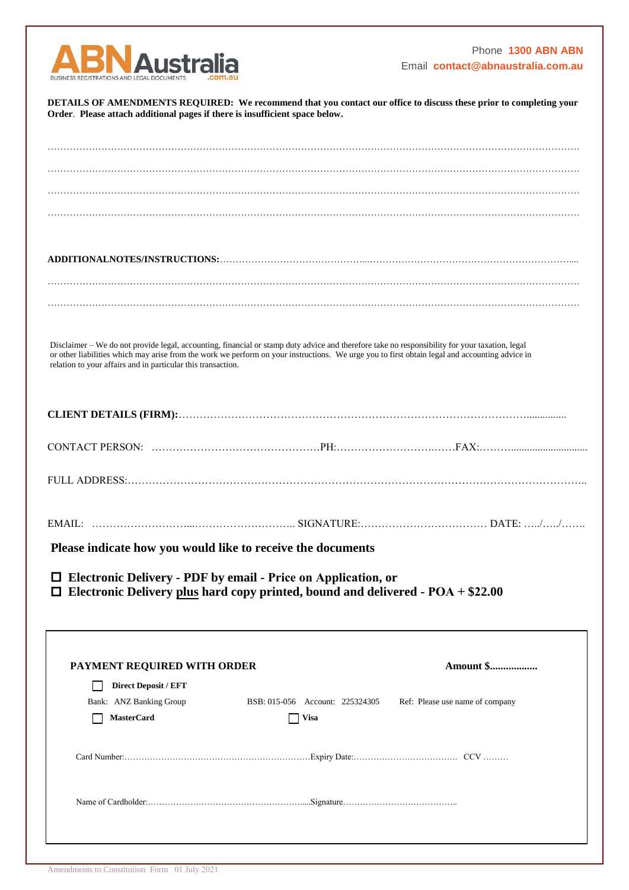ABN Australia
BUSINESS REGISTRATIONS AND LEGAL DOCUMENTS .com.au

Phone **1300 ABN ABN**
Email **contact@abnaustralia.com.au**

**DETAILS OF AMENDMENTS REQUIRED: We recommend that you contact our office to discuss these prior to completing your Order. Please attach additional pages if there is insufficient space below.**

…………………………………………………………………………………………………………………………………………

…………………………………………………………………………………………………………………………………………

…………………………………………………………………………………………………………………………………………

…………………………………………………………………………………………………………………………………………

**ADDITIONALNOTES/INSTRUCTIONS:**…………………………………………………………………………………………………………

…………………………………………………………………………………………………………………………………………

…………………………………………………………………………………………………………………………………………

Disclaimer – We do not provide legal, accounting, financial or stamp duty advice and therefore take no responsibility for your taxation, legal or other liabilities which may arise from the work we perform on your instructions. We urge you to first obtain legal and accounting advice in relation to your affairs and in particular this transaction.

**CLIENT DETAILS (FIRM):**…………………………………………………………………………………………………

CONTACT PERSON: …………………………………………PH:……………………………FAX:…………………………

FULL ADDRESS:………………………………………………………………………………………………………………

EMAIL: ……………………………………………… SIGNATURE:……………………………… DATE: …../…../…….

## Please indicate how you would like to receive the documents

- ☐ **Electronic Delivery - PDF by email - Price on Application, or**
- ☐ **Electronic Delivery plus hard copy printed, bound and delivered - POA + $22.00**

**PAYMENT REQUIRED WITH ORDER** **Amount $..................**

☐ **Direct Deposit / EFT**

Bank: ANZ Banking Group BSB: 015-056 Account: 225324305 Ref: Please use name of company

☐ **MasterCard** ☐ **Visa**

Card Number:………………………………………………………Expiry Date:……………………………… CCV ………

Name of Cardholder:…………………………………………………Signature…………………………………

Amendments to Constitution Form 01 July 2021